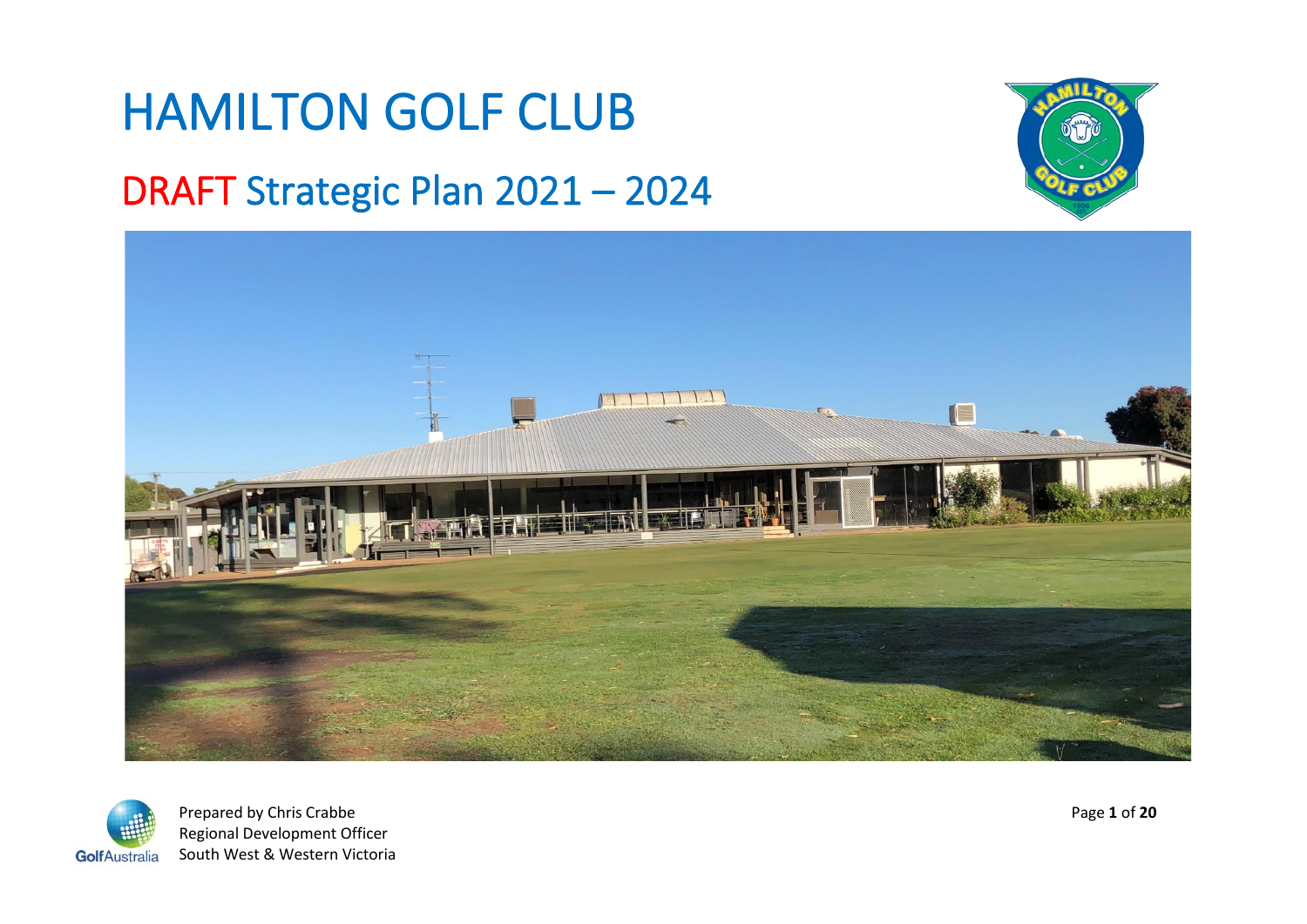# HAMILTON GOLF CLUB

## DRAFT Strategic Plan 2021 – 2024

Prepared by Chris Crabbe
Regional Development Officer
South West & Western Victoria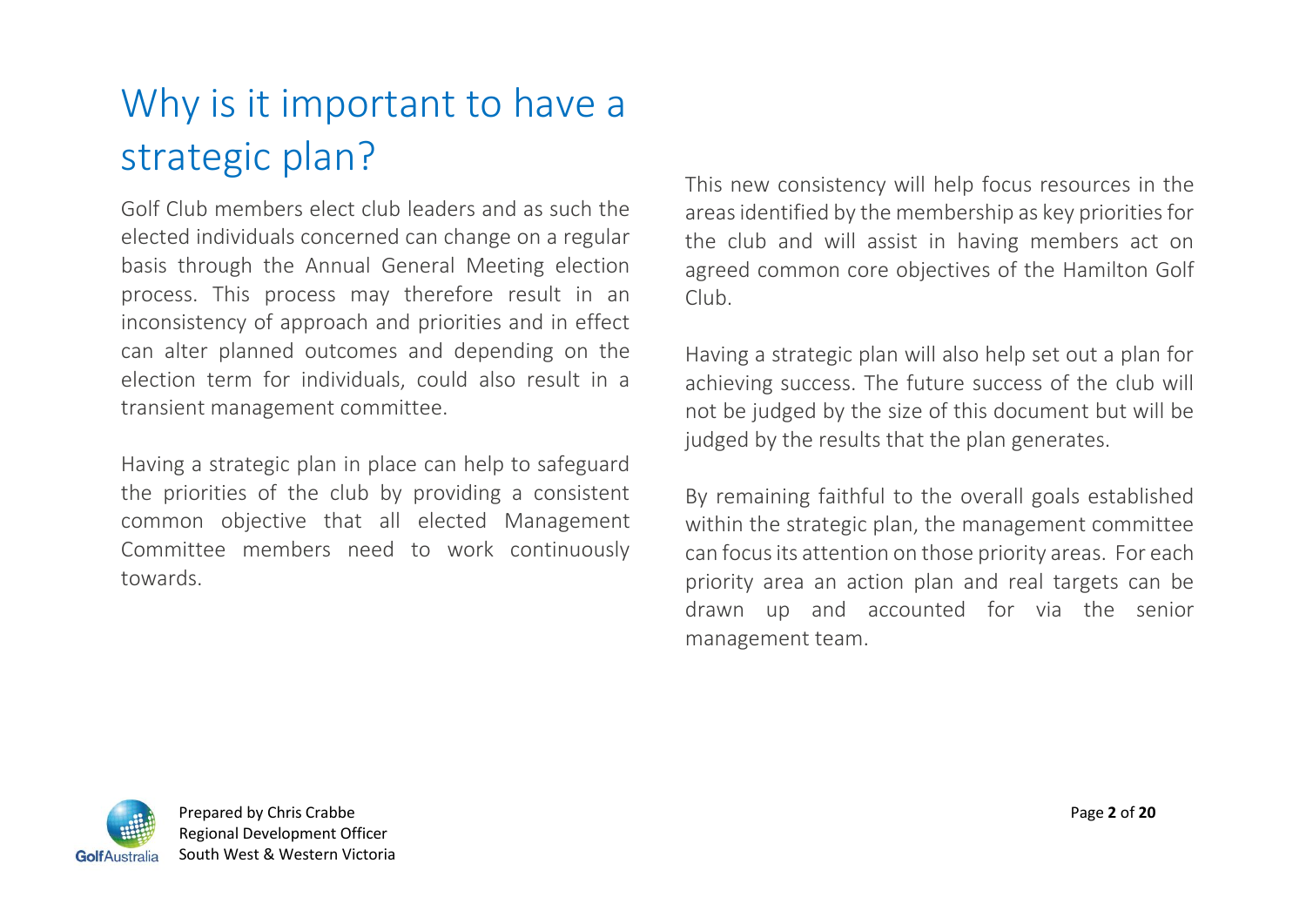# Why is it important to have a strategic plan?

Golf Club members elect club leaders and as such the elected individuals concerned can change on a regular basis through the Annual General Meeting election process. This process may therefore result in an inconsistency of approach and priorities and in effect can alter planned outcomes and depending on the election term for individuals, could also result in a transient management committee.

Having a strategic plan in place can help to safeguard the priorities of the club by providing a consistent common objective that all elected Management Committee members need to work continuously towards.

This new consistency will help focus resources in the areas identified by the membership as key priorities for the club and will assist in having members act on agreed common core objectives of the Hamilton Golf Club.

Having a strategic plan will also help set out a plan for achieving success. The future success of the club will not be judged by the size of this document but will be judged by the results that the plan generates.

By remaining faithful to the overall goals established within the strategic plan, the management committee can focus its attention on those priority areas. For each priority area an action plan and real targets can be drawn up and accounted for via the senior management team.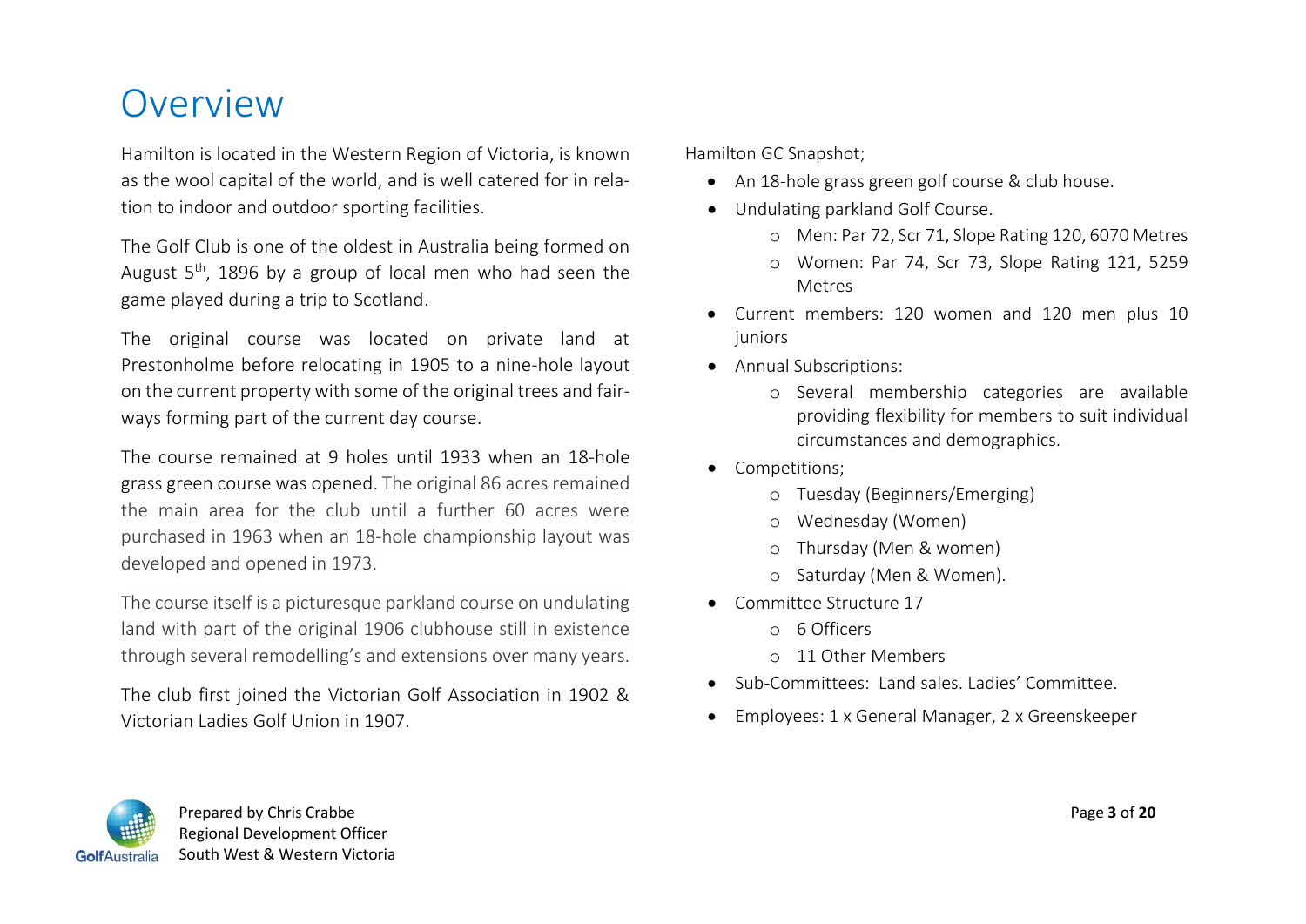# Overview

Hamilton is located in the Western Region of Victoria, is known as the wool capital of the world, and is well catered for in relation to indoor and outdoor sporting facilities.

The Golf Club is one of the oldest in Australia being formed on August 5th, 1896 by a group of local men who had seen the game played during a trip to Scotland.

The original course was located on private land at Prestonholme before relocating in 1905 to a nine-hole layout on the current property with some of the original trees and fairways forming part of the current day course.

The course remained at 9 holes until 1933 when an 18-hole grass green course was opened. The original 86 acres remained the main area for the club until a further 60 acres were purchased in 1963 when an 18-hole championship layout was developed and opened in 1973.

The course itself is a picturesque parkland course on undulating land with part of the original 1906 clubhouse still in existence through several remodelling's and extensions over many years.

The club first joined the Victorian Golf Association in 1902 & Victorian Ladies Golf Union in 1907.

Hamilton GC Snapshot;

- An 18-hole grass green golf course & club house.
- Undulating parkland Golf Course.
  - Men: Par 72, Scr 71, Slope Rating 120, 6070 Metres
  - Women: Par 74, Scr 73, Slope Rating 121, 5259 Metres
- Current members: 120 women and 120 men plus 10 juniors
- Annual Subscriptions:
  - Several membership categories are available providing flexibility for members to suit individual circumstances and demographics.
- Competitions;
  - Tuesday (Beginners/Emerging)
  - Wednesday (Women)
  - Thursday (Men & women)
  - Saturday (Men & Women).
- Committee Structure 17
  - 6 Officers
  - 11 Other Members
- Sub-Committees: Land sales. Ladies' Committee.
- Employees: 1 x General Manager, 2 x Greenskeeper

Prepared by Chris Crabbe
Regional Development Officer
South West & Western Victoria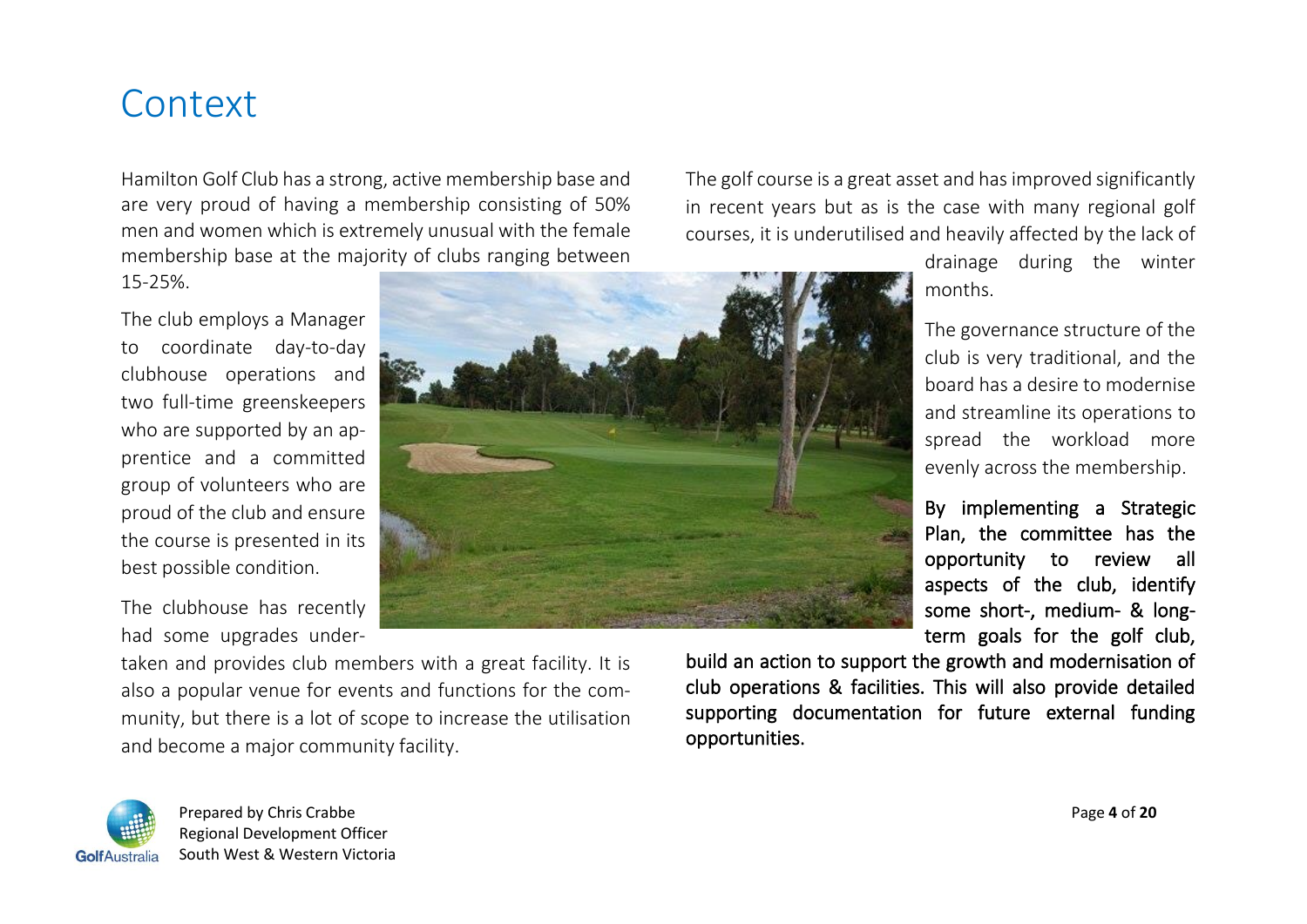# Context

Hamilton Golf Club has a strong, active membership base and are very proud of having a membership consisting of 50% men and women which is extremely unusual with the female membership base at the majority of clubs ranging between 15-25%.

The club employs a Manager to coordinate day-to-day clubhouse operations and two full-time greenskeepers who are supported by an apprentice and a committed group of volunteers who are proud of the club and ensure the course is presented in its best possible condition.

The clubhouse has recently had some upgrades undertaken and provides club members with a great facility. It is also a popular venue for events and functions for the community, but there is a lot of scope to increase the utilisation and become a major community facility.

The golf course is a great asset and has improved significantly in recent years but as is the case with many regional golf courses, it is underutilised and heavily affected by the lack of drainage during the winter months.

The governance structure of the club is very traditional, and the board has a desire to modernise and streamline its operations to spread the workload more evenly across the membership.

By implementing a Strategic Plan, the committee has the opportunity to review all aspects of the club, identify some short-, medium- & long-term goals for the golf club, build an action to support the growth and modernisation of club operations & facilities. This will also provide detailed supporting documentation for future external funding opportunities.

Prepared by Chris Crabbe
Regional Development Officer
South West & Western Victoria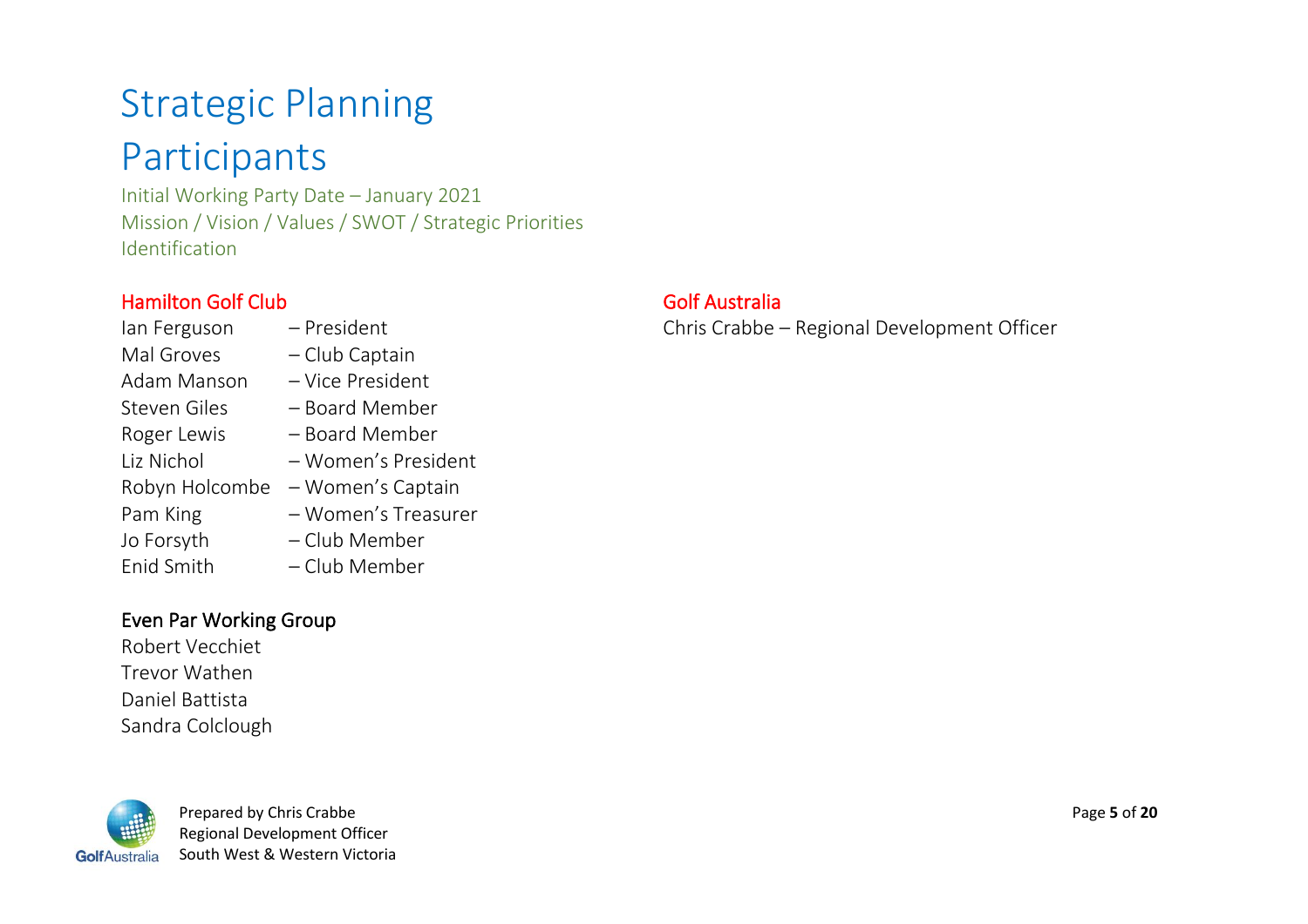# Strategic Planning Participants

Initial Working Party Date – January 2021

Mission / Vision / Values / SWOT / Strategic Priorities Identification

### Hamilton Golf Club

Ian Ferguson – President
Mal Groves – Club Captain
Adam Manson – Vice President
Steven Giles – Board Member
Roger Lewis – Board Member
Liz Nichol – Women's President
Robyn Holcombe – Women's Captain
Pam King – Women's Treasurer
Jo Forsyth – Club Member
Enid Smith – Club Member

### Even Par Working Group

Robert Vecchiet
Trevor Wathen
Daniel Battista
Sandra Colclough

### Golf Australia

Chris Crabbe – Regional Development Officer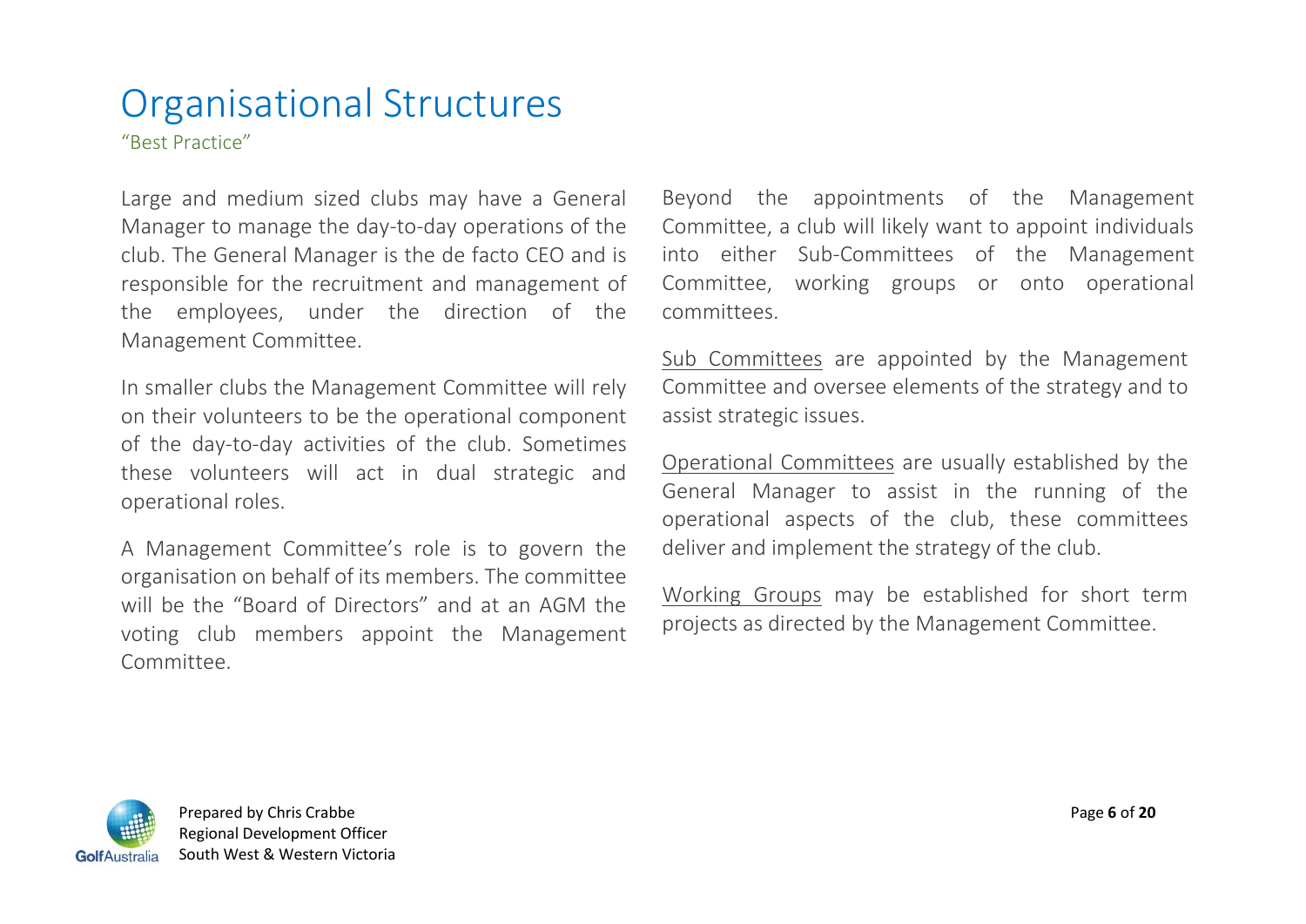# Organisational Structures

"Best Practice"

Large and medium sized clubs may have a General Manager to manage the day-to-day operations of the club. The General Manager is the de facto CEO and is responsible for the recruitment and management of the employees, under the direction of the Management Committee.

In smaller clubs the Management Committee will rely on their volunteers to be the operational component of the day-to-day activities of the club. Sometimes these volunteers will act in dual strategic and operational roles.

A Management Committee's role is to govern the organisation on behalf of its members. The committee will be the "Board of Directors" and at an AGM the voting club members appoint the Management Committee.

Beyond the appointments of the Management Committee, a club will likely want to appoint individuals into either Sub-Committees of the Management Committee, working groups or onto operational committees.

<u>Sub Committees</u> are appointed by the Management Committee and oversee elements of the strategy and to assist strategic issues.

<u>Operational Committees</u> are usually established by the General Manager to assist in the running of the operational aspects of the club, these committees deliver and implement the strategy of the club.

<u>Working Groups</u> may be established for short term projects as directed by the Management Committee.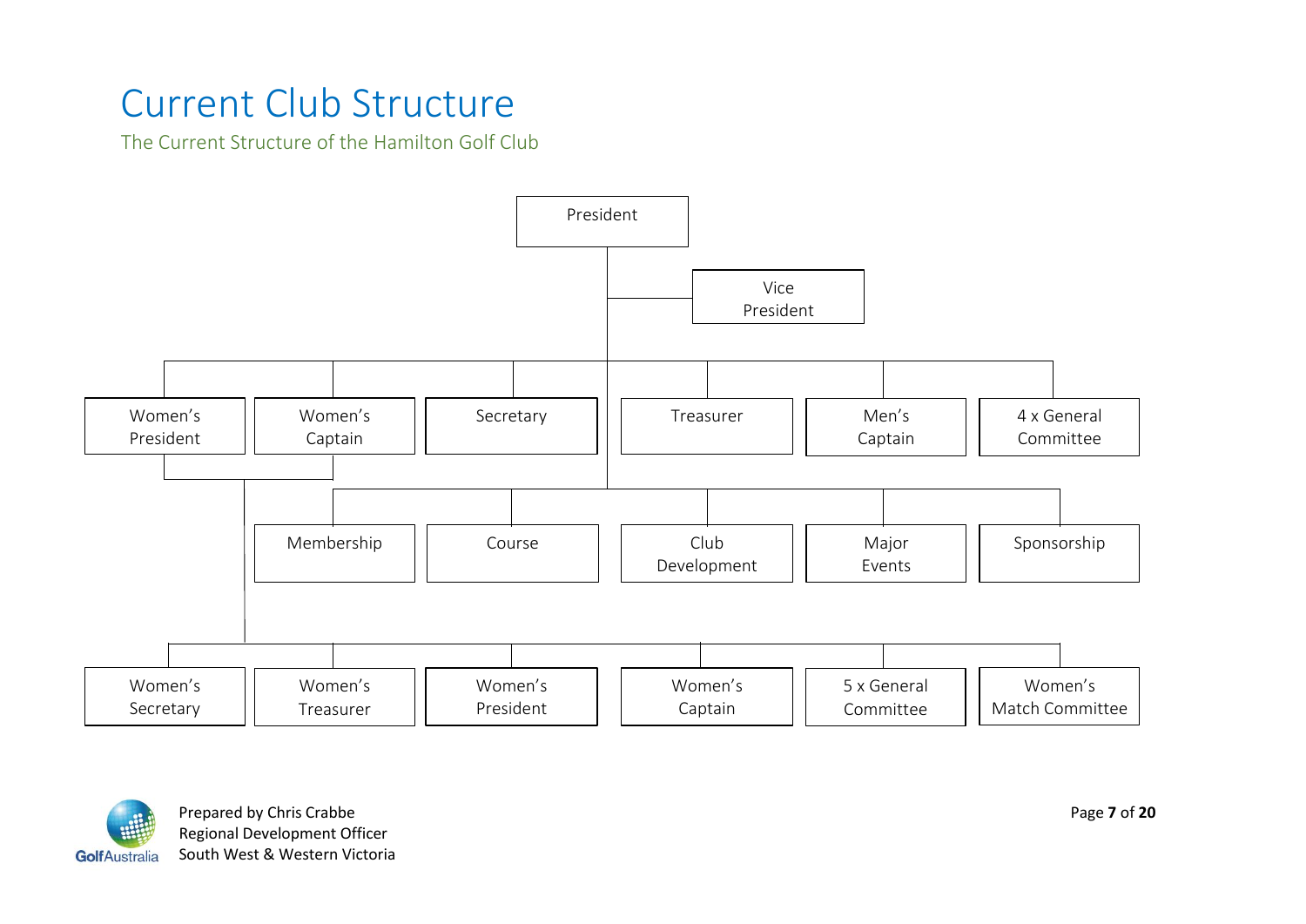# Current Club Structure

The Current Structure of the Hamilton Golf Club

- President
  - Vice President
  - Women's President
  - Women's Captain
  - Secretary
  - Treasurer
  - Men's Captain
  - 4 x General Committee
  - Membership
  - Course
  - Club Development
  - Major Events
  - Sponsorship

- Women's President / Women's Captain
  - Women's Secretary
  - Women's Treasurer
  - Women's President
  - Women's Captain
  - 5 x General Committee
  - Women's Match Committee

Prepared by Chris Crabbe
Regional Development Officer
South West & Western Victoria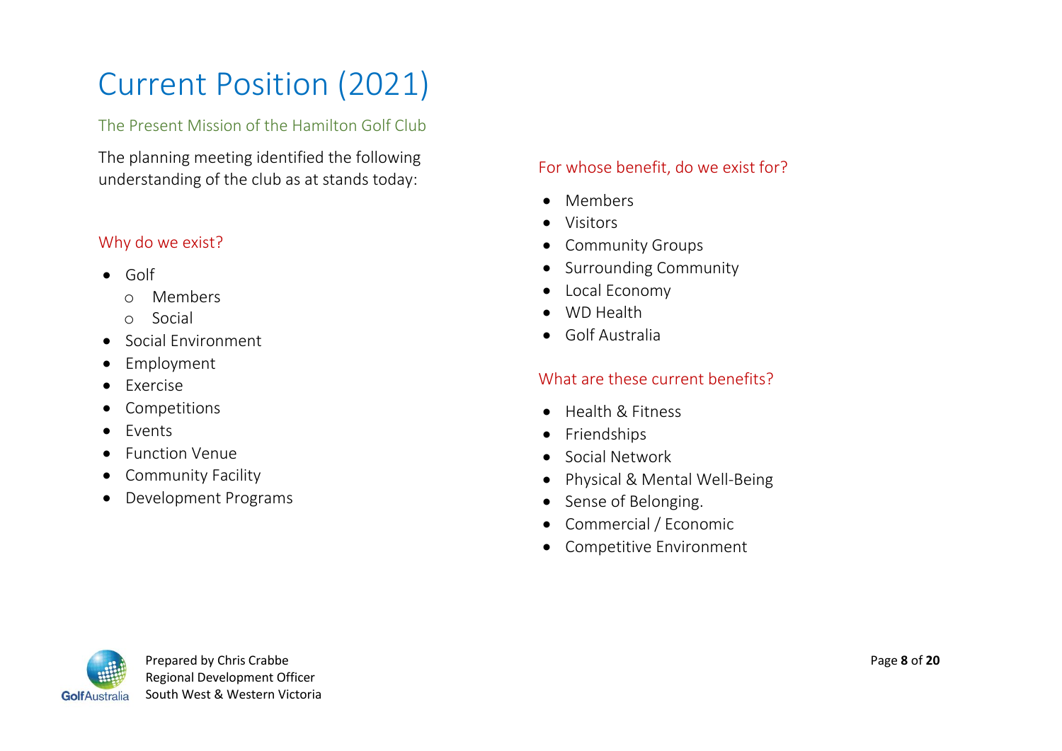# Current Position (2021)

## The Present Mission of the Hamilton Golf Club

The planning meeting identified the following understanding of the club as at stands today:

### Why do we exist?

- Golf
  - Members
  - Social
- Social Environment
- Employment
- Exercise
- Competitions
- Events
- Function Venue
- Community Facility
- Development Programs

### For whose benefit, do we exist for?

- Members
- Visitors
- Community Groups
- Surrounding Community
- Local Economy
- WD Health
- Golf Australia

### What are these current benefits?

- Health & Fitness
- Friendships
- Social Network
- Physical & Mental Well-Being
- Sense of Belonging.
- Commercial / Economic
- Competitive Environment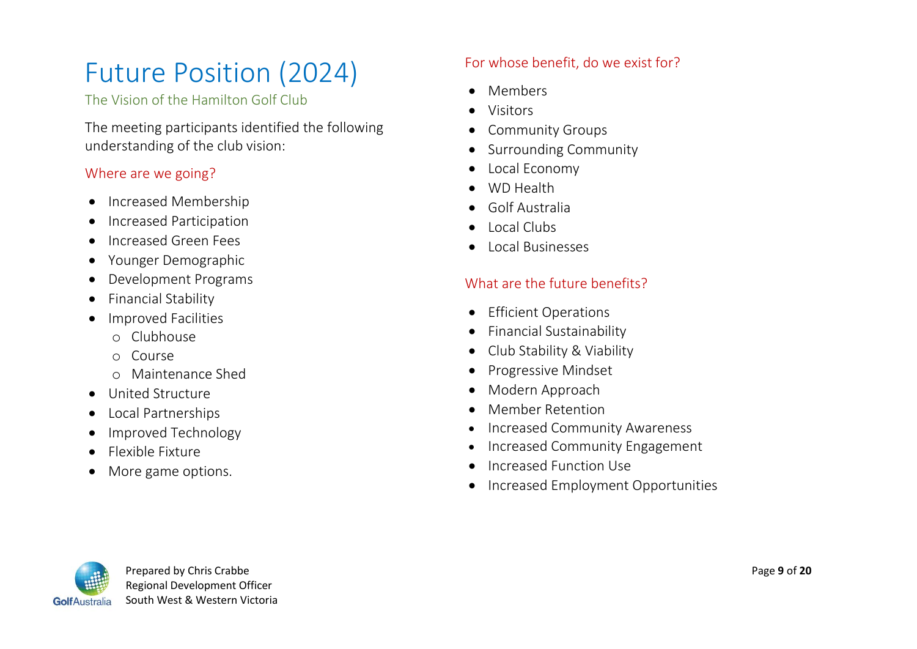# Future Position (2024)

## The Vision of the Hamilton Golf Club

The meeting participants identified the following understanding of the club vision:

### Where are we going?

- Increased Membership
- Increased Participation
- Increased Green Fees
- Younger Demographic
- Development Programs
- Financial Stability
- Improved Facilities
  - Clubhouse
  - Course
  - Maintenance Shed
- United Structure
- Local Partnerships
- Improved Technology
- Flexible Fixture
- More game options.

### For whose benefit, do we exist for?

- Members
- Visitors
- Community Groups
- Surrounding Community
- Local Economy
- WD Health
- Golf Australia
- Local Clubs
- Local Businesses

### What are the future benefits?

- Efficient Operations
- Financial Sustainability
- Club Stability & Viability
- Progressive Mindset
- Modern Approach
- Member Retention
- Increased Community Awareness
- Increased Community Engagement
- Increased Function Use
- Increased Employment Opportunities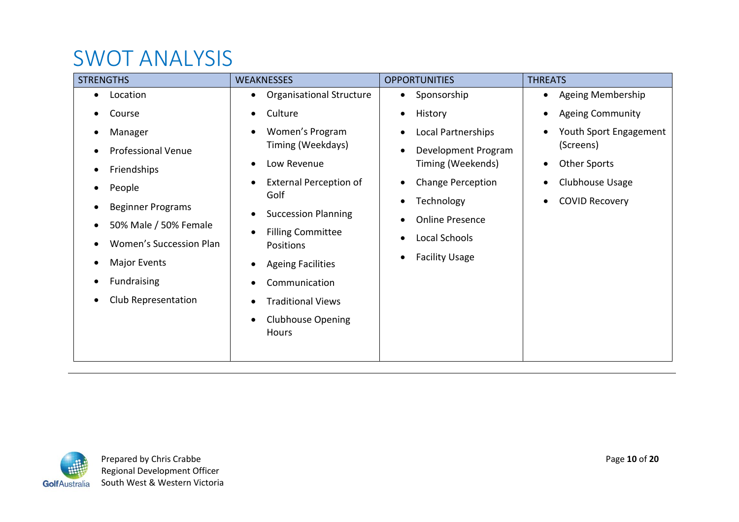# SWOT ANALYSIS

| STRENGTHS | WEAKNESSES | OPPORTUNITIES | THREATS |
| --- | --- | --- | --- |
| • Location<br>• Course<br>• Manager<br>• Professional Venue<br>• Friendships<br>• People<br>• Beginner Programs<br>• 50% Male / 50% Female<br>• Women's Succession Plan<br>• Major Events<br>• Fundraising<br>• Club Representation | • Organisational Structure<br>• Culture<br>• Women's Program Timing (Weekdays)<br>• Low Revenue<br>• External Perception of Golf<br>• Succession Planning<br>• Filling Committee Positions<br>• Ageing Facilities<br>• Communication<br>• Traditional Views<br>• Clubhouse Opening Hours | • Sponsorship<br>• History<br>• Local Partnerships<br>• Development Program Timing (Weekends)<br>• Change Perception<br>• Technology<br>• Online Presence<br>• Local Schools<br>• Facility Usage | • Ageing Membership<br>• Ageing Community<br>• Youth Sport Engagement (Screens)<br>• Other Sports<br>• Clubhouse Usage<br>• COVID Recovery |

Prepared by Chris Crabbe
Regional Development Officer
South West & Western Victoria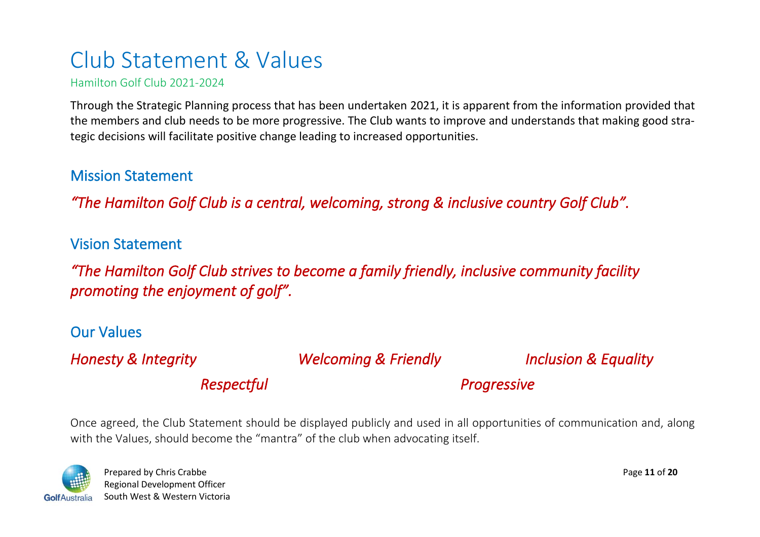# Club Statement & Values

Hamilton Golf Club 2021-2024

Through the Strategic Planning process that has been undertaken 2021, it is apparent from the information provided that the members and club needs to be more progressive. The Club wants to improve and understands that making good strategic decisions will facilitate positive change leading to increased opportunities.

## Mission Statement

*"The Hamilton Golf Club is a central, welcoming, strong & inclusive country Golf Club".*

## Vision Statement

*"The Hamilton Golf Club strives to become a family friendly, inclusive community facility promoting the enjoyment of golf".*

## Our Values

*Honesty & Integrity* *Welcoming & Friendly* *Inclusion & Equality*

*Respectful* *Progressive*

Once agreed, the Club Statement should be displayed publicly and used in all opportunities of communication and, along with the Values, should become the "mantra" of the club when advocating itself.

Prepared by Chris Crabbe
Regional Development Officer
South West & Western Victoria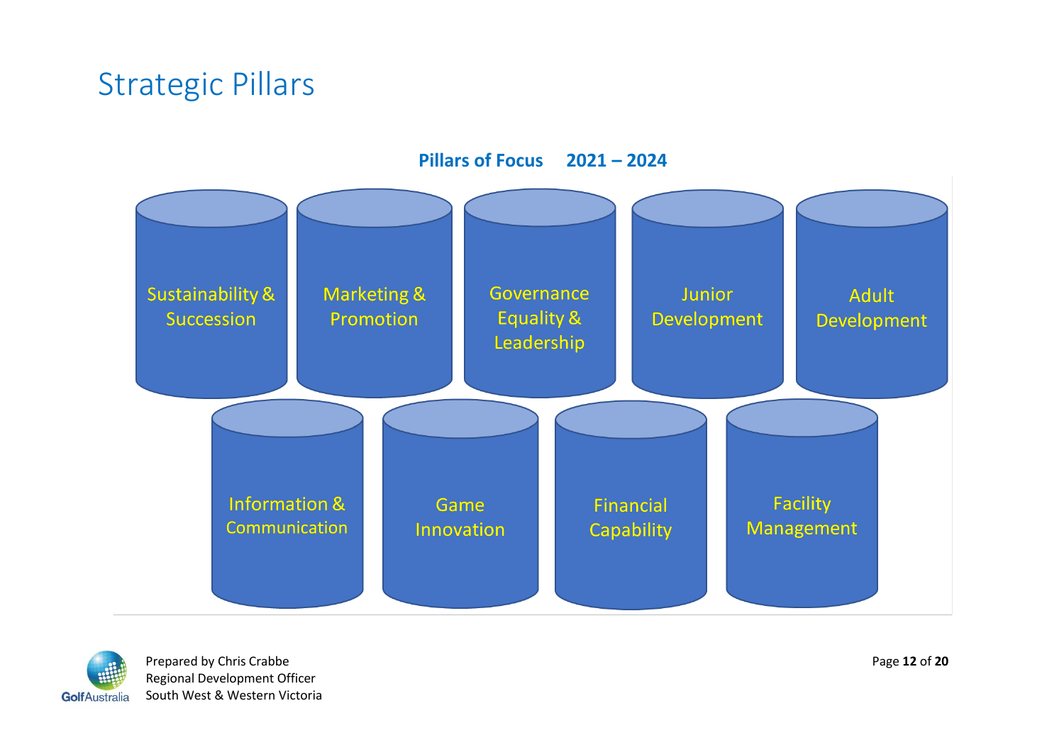# Strategic Pillars

**Pillars of Focus 2021 – 2024**

- Sustainability & Succession
- Marketing & Promotion
- Governance Equality & Leadership
- Junior Development
- Adult Development
- Information & Communication
- Game Innovation
- Financial Capability
- Facility Management

Prepared by Chris Crabbe
Regional Development Officer
South West & Western Victoria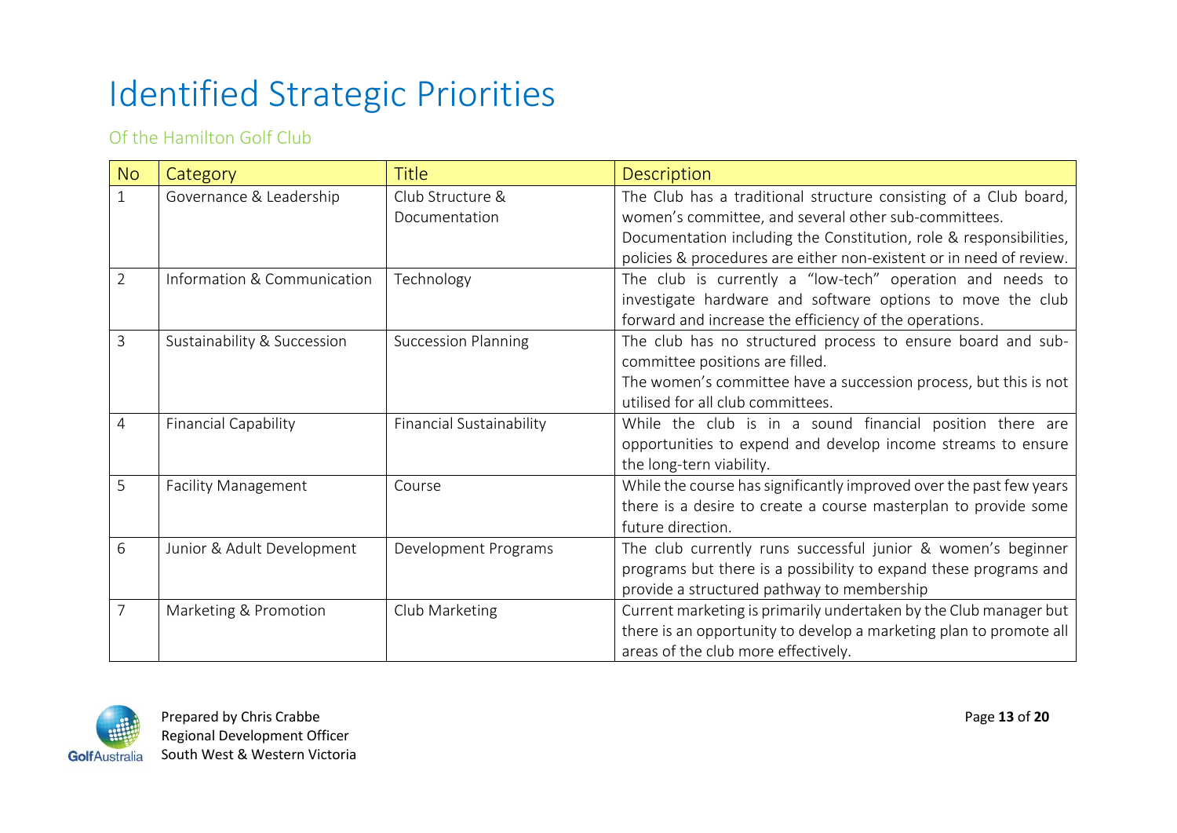# Identified Strategic Priorities

Of the Hamilton Golf Club

| No | Category | Title | Description |
|---|---|---|---|
| 1 | Governance & Leadership | Club Structure & Documentation | The Club has a traditional structure consisting of a Club board, women's committee, and several other sub-committees. Documentation including the Constitution, role & responsibilities, policies & procedures are either non-existent or in need of review. |
| 2 | Information & Communication | Technology | The club is currently a "low-tech" operation and needs to investigate hardware and software options to move the club forward and increase the efficiency of the operations. |
| 3 | Sustainability & Succession | Succession Planning | The club has no structured process to ensure board and sub-committee positions are filled. The women's committee have a succession process, but this is not utilised for all club committees. |
| 4 | Financial Capability | Financial Sustainability | While the club is in a sound financial position there are opportunities to expend and develop income streams to ensure the long-tern viability. |
| 5 | Facility Management | Course | While the course has significantly improved over the past few years there is a desire to create a course masterplan to provide some future direction. |
| 6 | Junior & Adult Development | Development Programs | The club currently runs successful junior & women's beginner programs but there is a possibility to expand these programs and provide a structured pathway to membership |
| 7 | Marketing & Promotion | Club Marketing | Current marketing is primarily undertaken by the Club manager but there is an opportunity to develop a marketing plan to promote all areas of the club more effectively. |

Prepared by Chris Crabbe
Regional Development Officer
South West & Western Victoria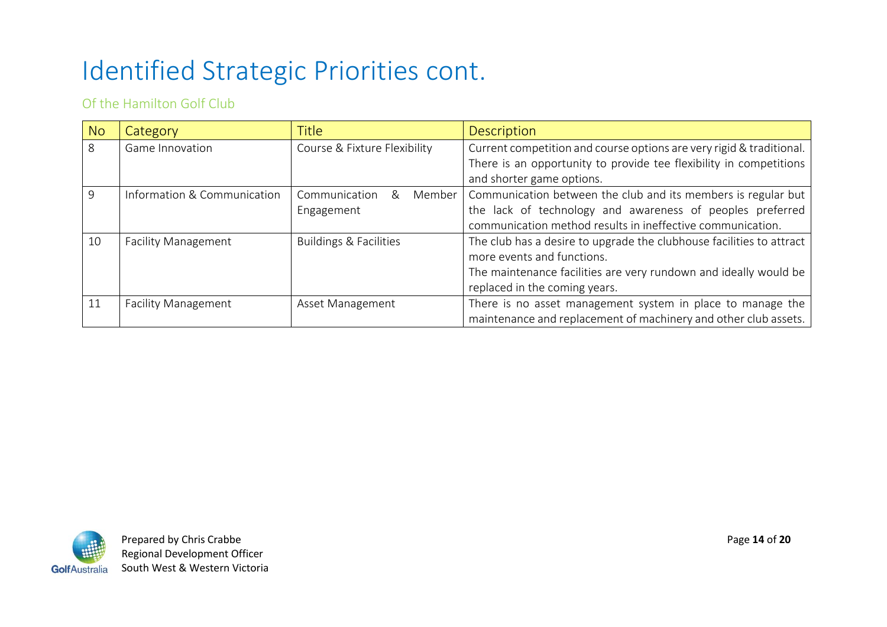# Identified Strategic Priorities cont.

Of the Hamilton Golf Club

| No | Category | Title | Description |
|---|---|---|---|
| 8 | Game Innovation | Course & Fixture Flexibility | Current competition and course options are very rigid & traditional. There is an opportunity to provide tee flexibility in competitions and shorter game options. |
| 9 | Information & Communication | Communication & Member Engagement | Communication between the club and its members is regular but the lack of technology and awareness of peoples preferred communication method results in ineffective communication. |
| 10 | Facility Management | Buildings & Facilities | The club has a desire to upgrade the clubhouse facilities to attract more events and functions.<br>The maintenance facilities are very rundown and ideally would be replaced in the coming years. |
| 11 | Facility Management | Asset Management | There is no asset management system in place to manage the maintenance and replacement of machinery and other club assets. |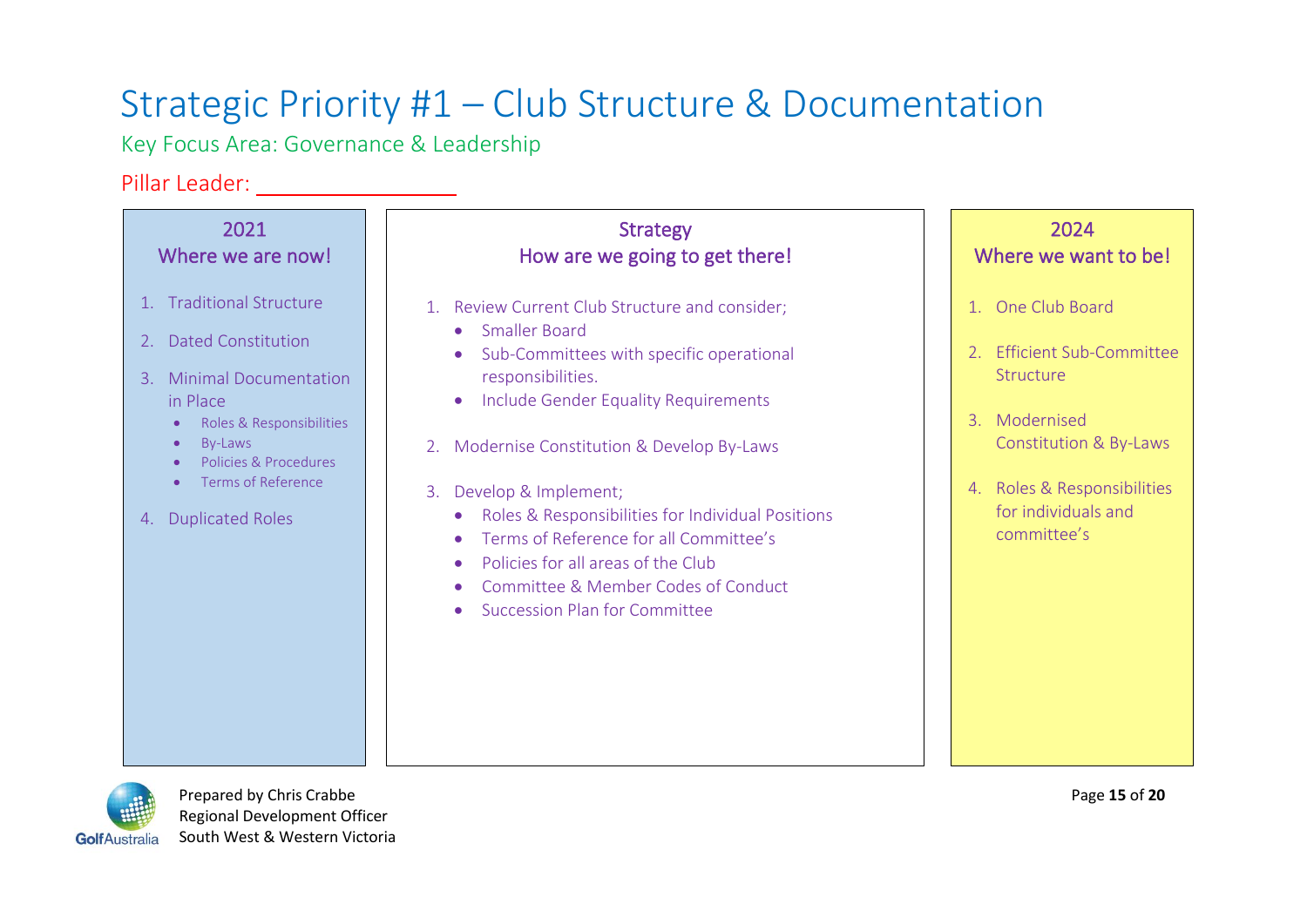# Strategic Priority #1 – Club Structure & Documentation

Key Focus Area: Governance & Leadership

Pillar Leader: ________________

## 2021 – Where we are now!

1. Traditional Structure
2. Dated Constitution
3. Minimal Documentation in Place
   - Roles & Responsibilities
   - By-Laws
   - Policies & Procedures
   - Terms of Reference
4. Duplicated Roles

## Strategy – How are we going to get there!

1. Review Current Club Structure and consider;
   - Smaller Board
   - Sub-Committees with specific operational responsibilities.
   - Include Gender Equality Requirements
2. Modernise Constitution & Develop By-Laws
3. Develop & Implement;
   - Roles & Responsibilities for Individual Positions
   - Terms of Reference for all Committee's
   - Policies for all areas of the Club
   - Committee & Member Codes of Conduct
   - Succession Plan for Committee

## 2024 – Where we want to be!

1. One Club Board
2. Efficient Sub-Committee Structure
3. Modernised Constitution & By-Laws
4. Roles & Responsibilities for individuals and committee's

Prepared by Chris Crabbe
Regional Development Officer
South West & Western Victoria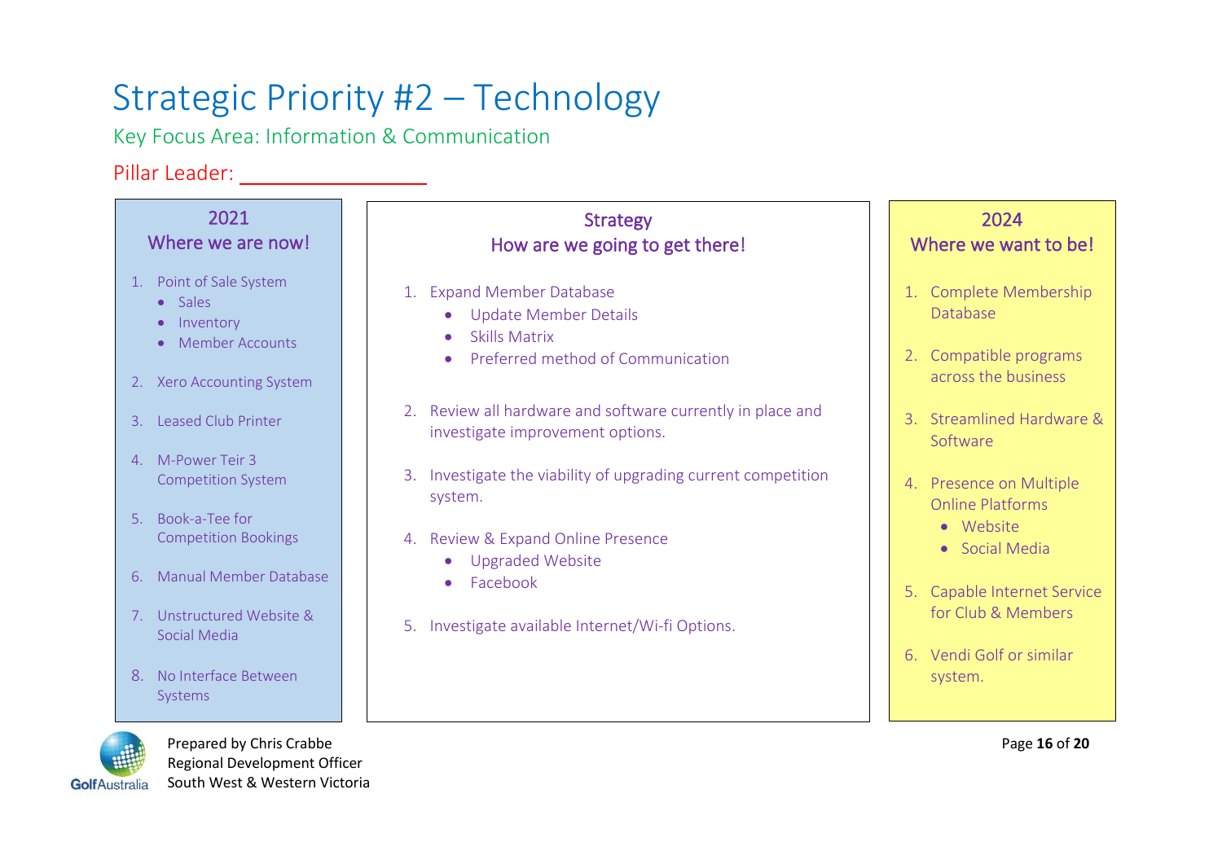# Strategic Priority #2 – Technology

## Key Focus Area: Information & Communication

Pillar Leader: ________________

### 2021 – Where we are now!

1. Point of Sale System
   - Sales
   - Inventory
   - Member Accounts
2. Xero Accounting System
3. Leased Club Printer
4. M-Power Teir 3 Competition System
5. Book-a-Tee for Competition Bookings
6. Manual Member Database
7. Unstructured Website & Social Media
8. No Interface Between Systems

### Strategy – How are we going to get there!

1. Expand Member Database
   - Update Member Details
   - Skills Matrix
   - Preferred method of Communication
2. Review all hardware and software currently in place and investigate improvement options.
3. Investigate the viability of upgrading current competition system.
4. Review & Expand Online Presence
   - Upgraded Website
   - Facebook
5. Investigate available Internet/Wi-fi Options.

### 2024 – Where we want to be!

1. Complete Membership Database
2. Compatible programs across the business
3. Streamlined Hardware & Software
4. Presence on Multiple Online Platforms
   - Website
   - Social Media
5. Capable Internet Service for Club & Members
6. Vendi Golf or similar system.

Prepared by Chris Crabbe
Regional Development Officer
South West & Western Victoria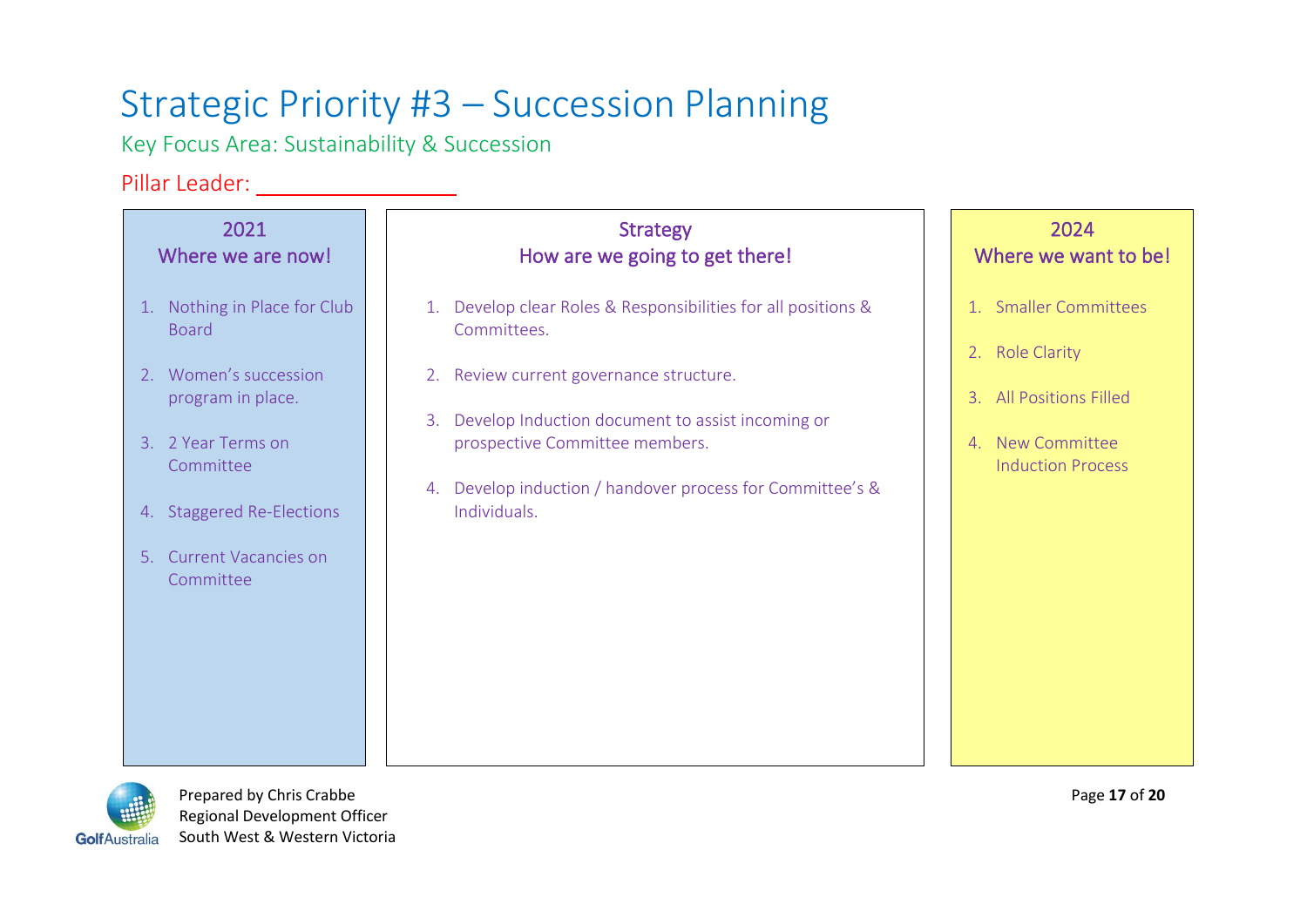# Strategic Priority #3 – Succession Planning

Key Focus Area: Sustainability & Succession

Pillar Leader: ________________

## 2021
### Where we are now!

1. Nothing in Place for Club Board
2. Women's succession program in place.
3. 2 Year Terms on Committee
4. Staggered Re-Elections
5. Current Vacancies on Committee

## Strategy
### How are we going to get there!

1. Develop clear Roles & Responsibilities for all positions & Committees.
2. Review current governance structure.
3. Develop Induction document to assist incoming or prospective Committee members.
4. Develop induction / handover process for Committee's & Individuals.

## 2024
### Where we want to be!

1. Smaller Committees
2. Role Clarity
3. All Positions Filled
4. New Committee Induction Process

Prepared by Chris Crabbe
Regional Development Officer
South West & Western Victoria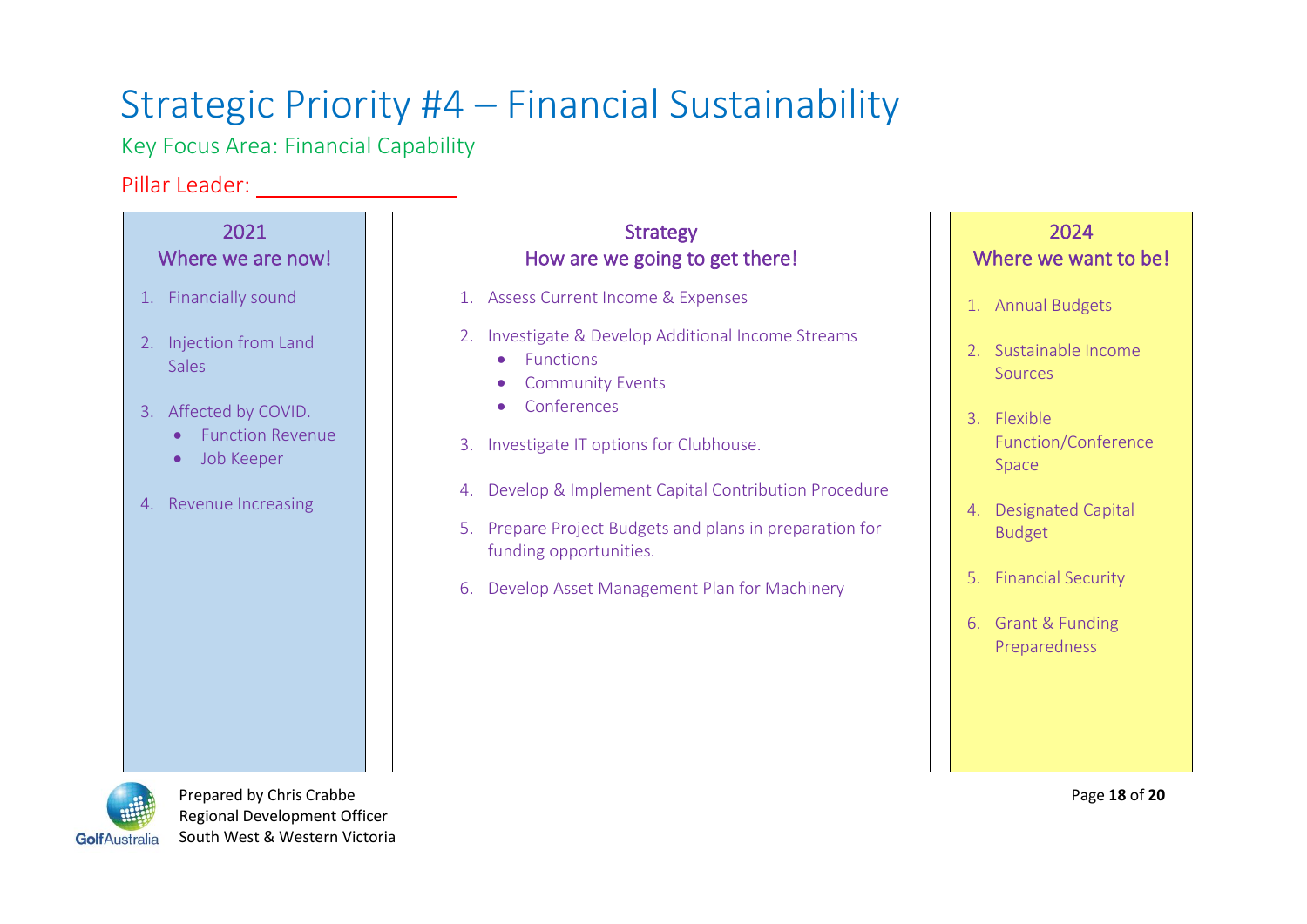# Strategic Priority #4 – Financial Sustainability

Key Focus Area: Financial Capability

Pillar Leader: ________________

### 2021
### Where we are now!

1. Financially sound
2. Injection from Land Sales
3. Affected by COVID.
   - Function Revenue
   - Job Keeper
4. Revenue Increasing

### Strategy
### How are we going to get there!

1. Assess Current Income & Expenses
2. Investigate & Develop Additional Income Streams
   - Functions
   - Community Events
   - Conferences
3. Investigate IT options for Clubhouse.
4. Develop & Implement Capital Contribution Procedure
5. Prepare Project Budgets and plans in preparation for funding opportunities.
6. Develop Asset Management Plan for Machinery

### 2024
### Where we want to be!

1. Annual Budgets
2. Sustainable Income Sources
3. Flexible Function/Conference Space
4. Designated Capital Budget
5. Financial Security
6. Grant & Funding Preparedness

Prepared by Chris Crabbe
Regional Development Officer
South West & Western Victoria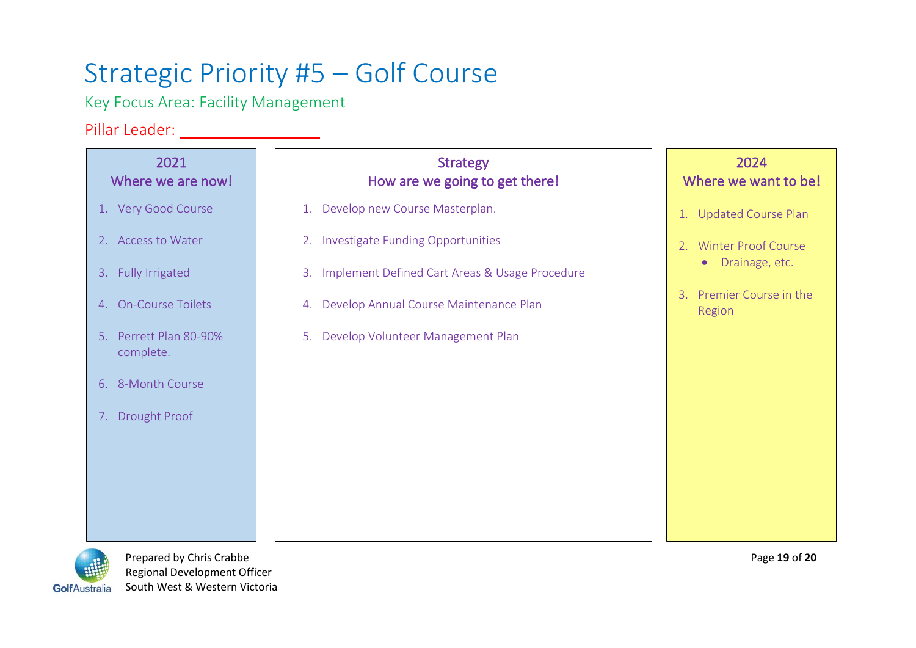# Strategic Priority #5 – Golf Course

Key Focus Area: Facility Management

Pillar Leader: ________________

### 2021 Where we are now!

1. Very Good Course
2. Access to Water
3. Fully Irrigated
4. On-Course Toilets
5. Perrett Plan 80-90% complete.
6. 8-Month Course
7. Drought Proof

### Strategy How are we going to get there!

1. Develop new Course Masterplan.
2. Investigate Funding Opportunities
3. Implement Defined Cart Areas & Usage Procedure
4. Develop Annual Course Maintenance Plan
5. Develop Volunteer Management Plan

### 2024 Where we want to be!

1. Updated Course Plan
2. Winter Proof Course
    - Drainage, etc.
3. Premier Course in the Region

Prepared by Chris Crabbe
Regional Development Officer
South West & Western Victoria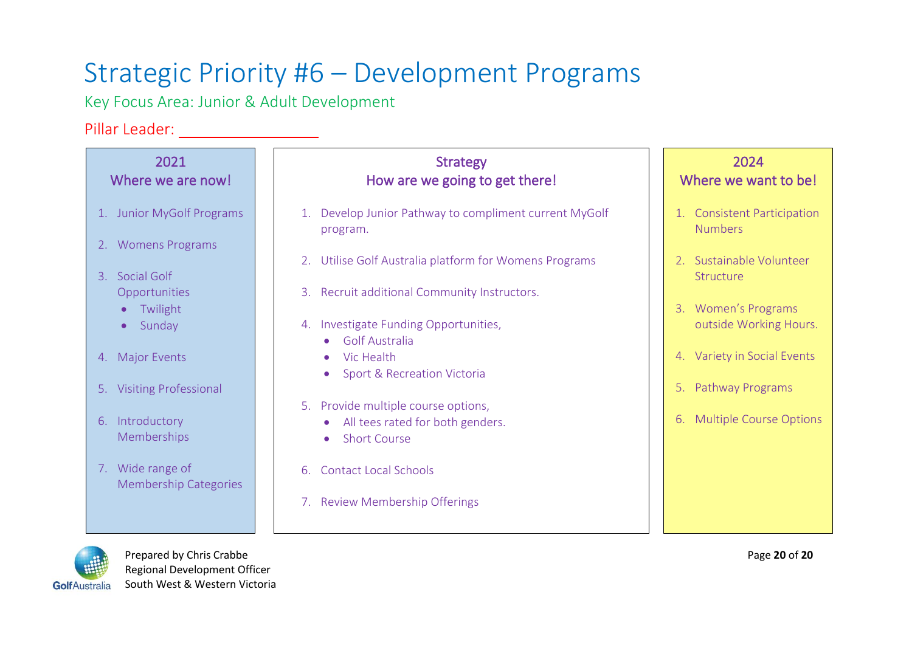# Strategic Priority #6 – Development Programs

## Key Focus Area: Junior & Adult Development

Pillar Leader: ________________

### 2021 Where we are now!

1. Junior MyGolf Programs
2. Womens Programs
3. Social Golf Opportunities
   - Twilight
   - Sunday
4. Major Events
5. Visiting Professional
6. Introductory Memberships
7. Wide range of Membership Categories

### Strategy How are we going to get there!

1. Develop Junior Pathway to compliment current MyGolf program.
2. Utilise Golf Australia platform for Womens Programs
3. Recruit additional Community Instructors.
4. Investigate Funding Opportunities,
   - Golf Australia
   - Vic Health
   - Sport & Recreation Victoria
5. Provide multiple course options,
   - All tees rated for both genders.
   - Short Course
6. Contact Local Schools
7. Review Membership Offerings

### 2024 Where we want to be!

1. Consistent Participation Numbers
2. Sustainable Volunteer Structure
3. Women's Programs outside Working Hours.
4. Variety in Social Events
5. Pathway Programs
6. Multiple Course Options

Prepared by Chris Crabbe
Regional Development Officer
South West & Western Victoria